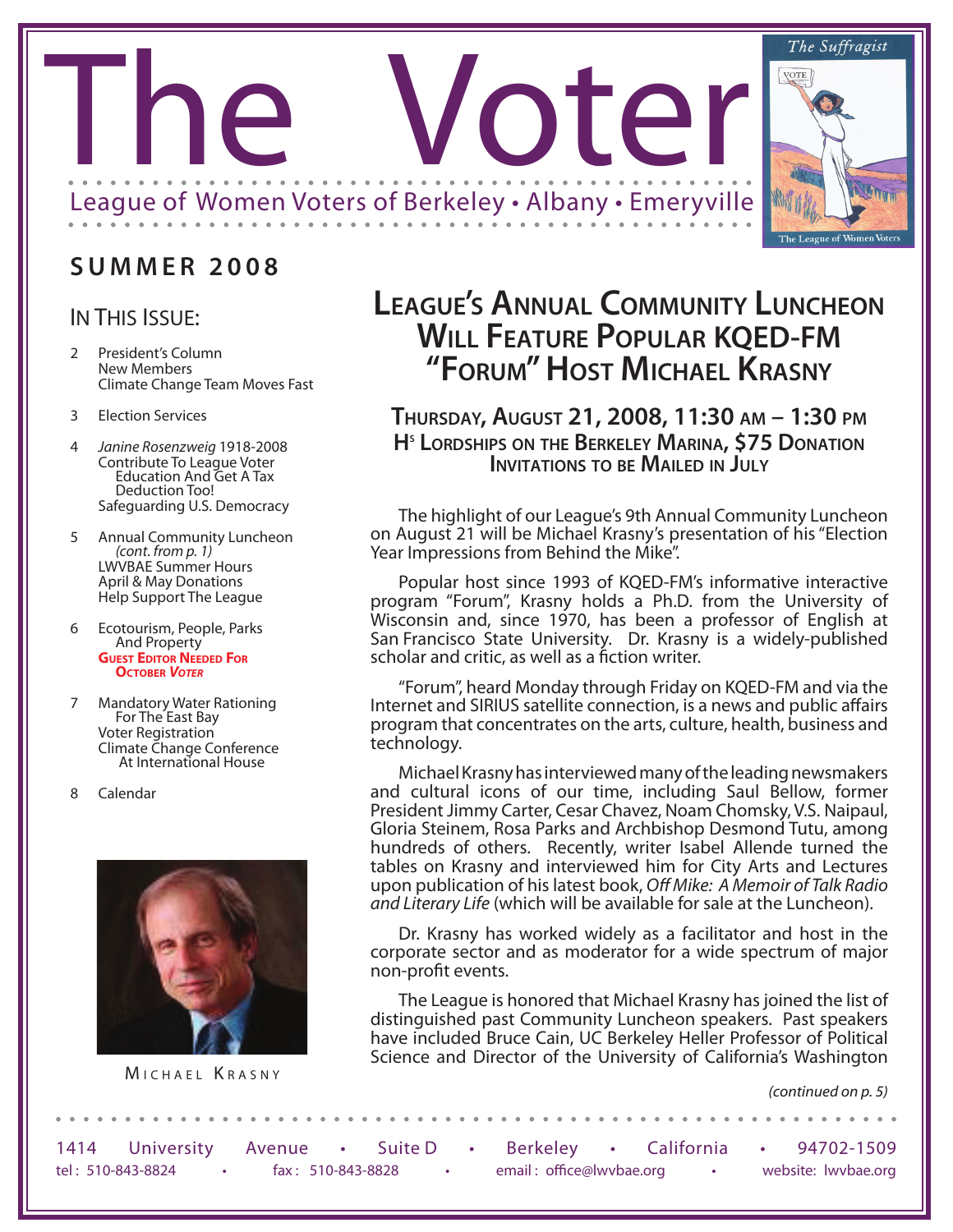# The Voter

League of Women Voters of Berkeley • Albany • Emeryville

The Suffragist

VOTE

The League of Women Voters

**SUMMER 2008**

## In This Issue:

- 2 President's Column
  New Members
  Climate Change Team Moves Fast
- 3 Election Services
- 4 *Janine Rosenzweig* 1918-2008
  Contribute To League Voter Education And Get A Tax Deduction Too!
  Safeguarding U.S. Democracy
- 5 Annual Community Luncheon *(cont. from p. 1)*
  LWVBAE Summer Hours
  April & May Donations
  Help Support The League
- 6 Ecotourism, People, Parks And Property
  **Guest Editor Needed For October *Voter***
- 7 Mandatory Water Rationing For The East Bay
  Voter Registration
  Climate Change Conference At International House
- 8 Calendar

Michael Krasny

# League's Annual Community Luncheon Will Feature Popular KQED-FM "Forum" Host Michael Krasny

### Thursday, August 21, 2008, 11:30 am – 1:30 pm
### Hs Lordships on the Berkeley Marina, $75 Donation
### Invitations to be Mailed in July

The highlight of our League's 9th Annual Community Luncheon on August 21 will be Michael Krasny's presentation of his "Election Year Impressions from Behind the Mike".

Popular host since 1993 of KQED-FM's informative interactive program "Forum", Krasny holds a Ph.D. from the University of Wisconsin and, since 1970, has been a professor of English at San Francisco State University. Dr. Krasny is a widely-published scholar and critic, as well as a fiction writer.

"Forum", heard Monday through Friday on KQED-FM and via the Internet and SIRIUS satellite connection, is a news and public affairs program that concentrates on the arts, culture, health, business and technology.

Michael Krasny has interviewed many of the leading newsmakers and cultural icons of our time, including Saul Bellow, former President Jimmy Carter, Cesar Chavez, Noam Chomsky, V.S. Naipaul, Gloria Steinem, Rosa Parks and Archbishop Desmond Tutu, among hundreds of others. Recently, writer Isabel Allende turned the tables on Krasny and interviewed him for City Arts and Lectures upon publication of his latest book, *Off Mike: A Memoir of Talk Radio and Literary Life* (which will be available for sale at the Luncheon).

Dr. Krasny has worked widely as a facilitator and host in the corporate sector and as moderator for a wide spectrum of major non-profit events.

The League is honored that Michael Krasny has joined the list of distinguished past Community Luncheon speakers. Past speakers have included Bruce Cain, UC Berkeley Heller Professor of Political Science and Director of the University of California's Washington

*(continued on p. 5)*

1414 University Avenue • Suite D • Berkeley • California • 94702-1509
tel: 510-843-8824 • fax: 510-843-8828 • email: office@lwvbae.org • website: lwvbae.org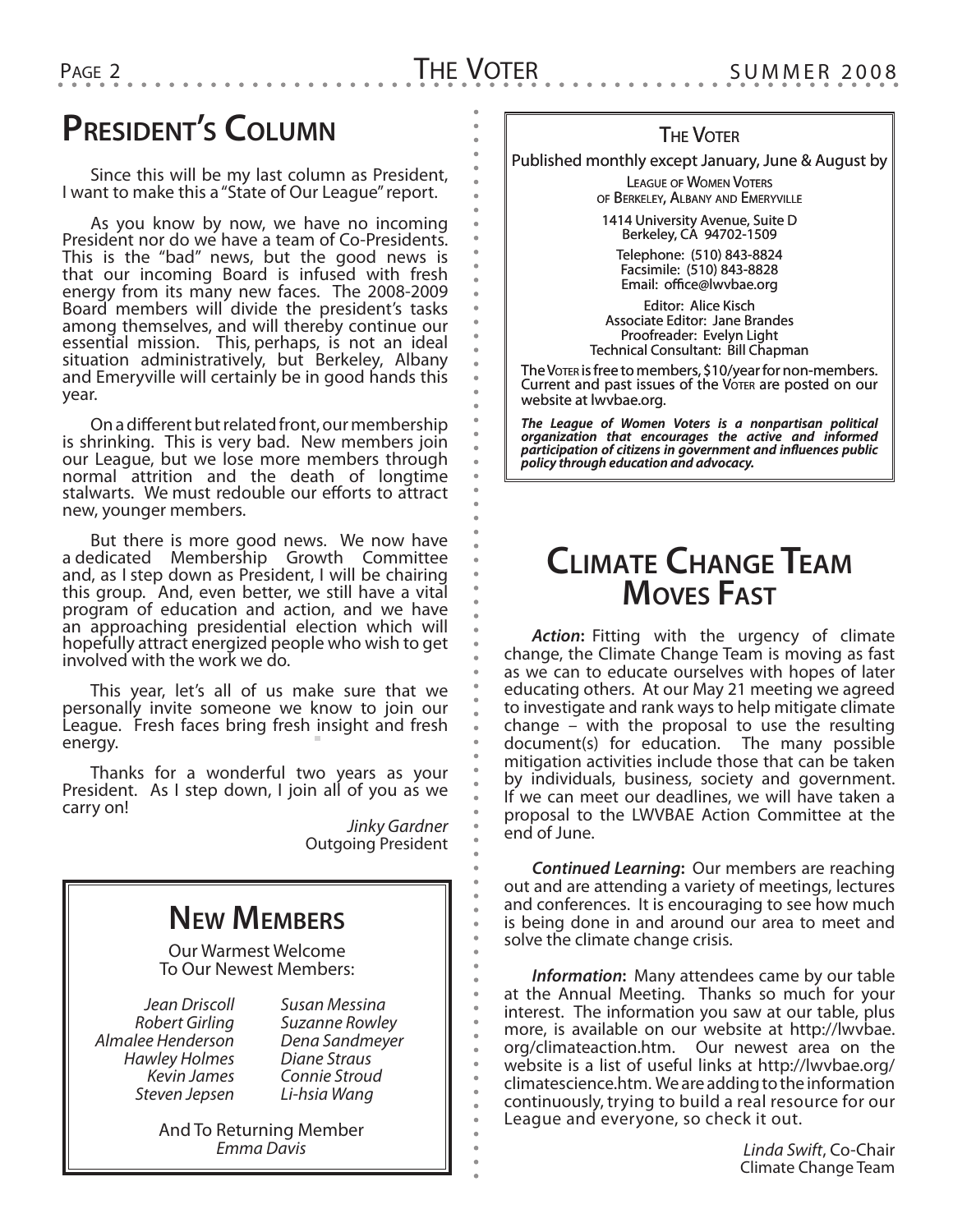## President's Column

Since this will be my last column as President, I want to make this a "State of Our League" report.

As you know by now, we have no incoming President nor do we have a team of Co-Presidents. This is the "bad" news, but the good news is that our incoming Board is infused with fresh energy from its many new faces. The 2008-2009 Board members will divide the president's tasks among themselves, and will thereby continue our essential mission. This, perhaps, is not an ideal situation administratively, but Berkeley, Albany and Emeryville will certainly be in good hands this year.

On a different but related front, our membership is shrinking. This is very bad. New members join our League, but we lose more members through normal attrition and the death of longtime stalwarts. We must redouble our efforts to attract new, younger members.

But there is more good news. We now have a dedicated Membership Growth Committee and, as I step down as President, I will be chairing this group. And, even better, we still have a vital program of education and action, and we have an approaching presidential election which will hopefully attract energized people who wish to get involved with the work we do.

This year, let's all of us make sure that we personally invite someone we know to join our League. Fresh faces bring fresh insight and fresh energy.

Thanks for a wonderful two years as your President. As I step down, I join all of you as we carry on!

*Jinky Gardner*
Outgoing President

## New Members

Our Warmest Welcome
To Our Newest Members:

*Jean Driscoll*
*Robert Girling*
*Almalee Henderson*
*Hawley Holmes*
*Kevin James*
*Steven Jepsen*
*Susan Messina*
*Suzanne Rowley*
*Dena Sandmeyer*
*Diane Straus*
*Connie Stroud*
*Li-hsia Wang*

And To Returning Member
*Emma Davis*

---

**The Voter**

Published monthly except January, June & August by

League of Women Voters
of Berkeley, Albany and Emeryville

1414 University Avenue, Suite D
Berkeley, CA 94702-1509

Telephone: (510) 843-8824
Facsimile: (510) 843-8828
Email: office@lwvbae.org

Editor: Alice Kisch
Associate Editor: Jane Brandes
Proofreader: Evelyn Light
Technical Consultant: Bill Chapman

The Voter is free to members, $10/year for non-members. Current and past issues of the Voter are posted on our website at lwvbae.org.

***The League of Women Voters is a nonpartisan political organization that encourages the active and informed participation of citizens in government and influences public policy through education and advocacy.***

---

## Climate Change Team Moves Fast

***Action*:** Fitting with the urgency of climate change, the Climate Change Team is moving as fast as we can to educate ourselves with hopes of later educating others. At our May 21 meeting we agreed to investigate and rank ways to help mitigate climate change – with the proposal to use the resulting document(s) for education. The many possible mitigation activities include those that can be taken by individuals, business, society and government. If we can meet our deadlines, we will have taken a proposal to the LWVBAE Action Committee at the end of June.

***Continued Learning*:** Our members are reaching out and are attending a variety of meetings, lectures and conferences. It is encouraging to see how much is being done in and around our area to meet and solve the climate change crisis.

***Information*:** Many attendees came by our table at the Annual Meeting. Thanks so much for your interest. The information you saw at our table, plus more, is available on our website at http://lwvbae.org/climateaction.htm. Our newest area on the website is a list of useful links at http://lwvbae.org/climatescience.htm. We are adding to the information continuously, trying to build a real resource for our League and everyone, so check it out.

*Linda Swift*, Co-Chair
Climate Change Team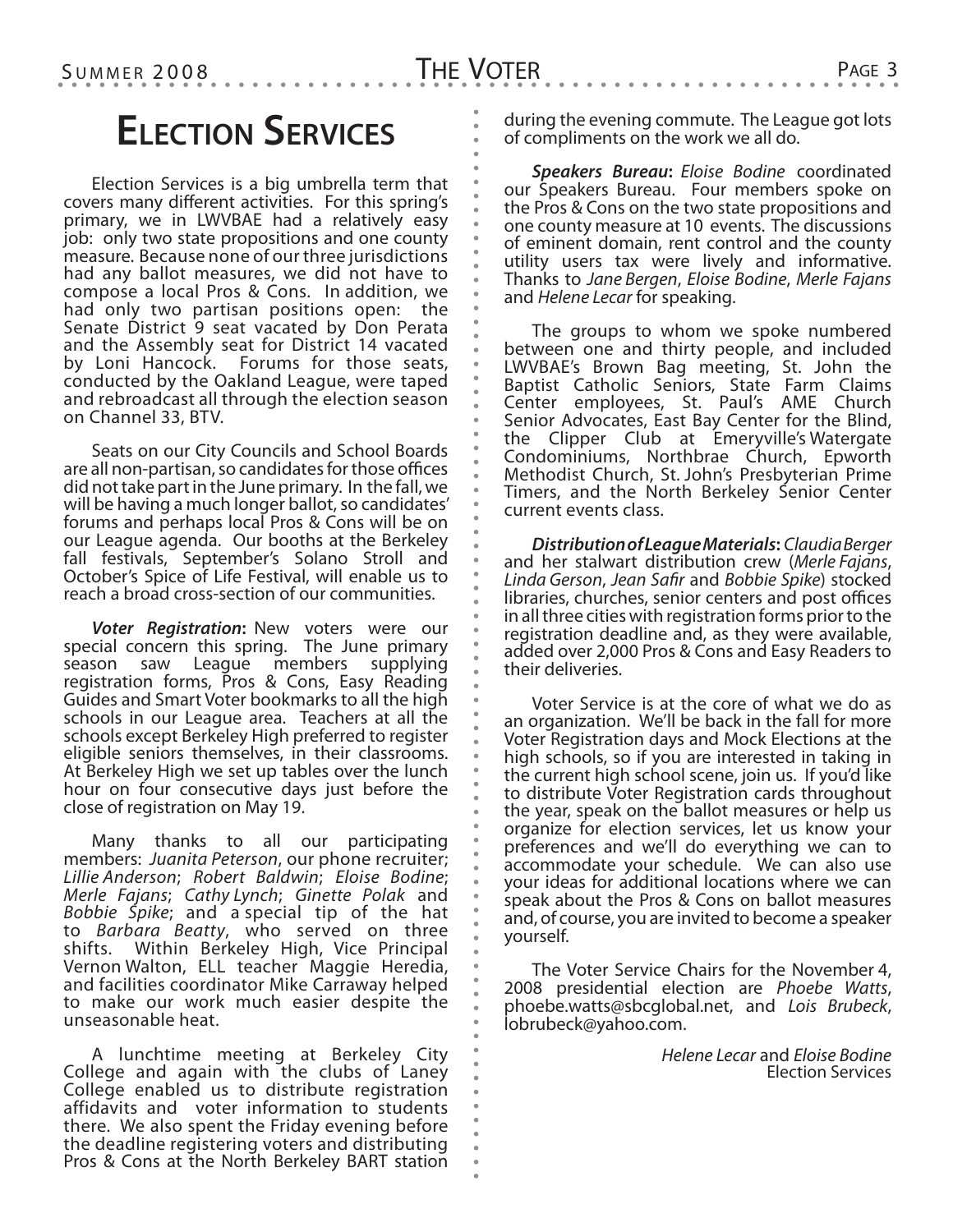# Election Services

Election Services is a big umbrella term that covers many different activities. For this spring's primary, we in LWVBAE had a relatively easy job: only two state propositions and one county measure. Because none of our three jurisdictions had any ballot measures, we did not have to compose a local Pros & Cons. In addition, we had only two partisan positions open: the Senate District 9 seat vacated by Don Perata and the Assembly seat for District 14 vacated by Loni Hancock. Forums for those seats, conducted by the Oakland League, were taped and rebroadcast all through the election season on Channel 33, BTV.

Seats on our City Councils and School Boards are all non-partisan, so candidates for those offices did not take part in the June primary. In the fall, we will be having a much longer ballot, so candidates' forums and perhaps local Pros & Cons will be on our League agenda. Our booths at the Berkeley fall festivals, September's Solano Stroll and October's Spice of Life Festival, will enable us to reach a broad cross-section of our communities.

***Voter Registration*****:** New voters were our special concern this spring. The June primary season saw League members supplying registration forms, Pros & Cons, Easy Reading Guides and Smart Voter bookmarks to all the high schools in our League area. Teachers at all the schools except Berkeley High preferred to register eligible seniors themselves, in their classrooms. At Berkeley High we set up tables over the lunch hour on four consecutive days just before the close of registration on May 19.

Many thanks to all our participating members: *Juanita Peterson*, our phone recruiter; *Lillie Anderson*; *Robert Baldwin*; *Eloise Bodine*; *Merle Fajans*; *Cathy Lynch*; *Ginette Polak* and *Bobbie Spike*; and a special tip of the hat to *Barbara Beatty*, who served on three shifts. Within Berkeley High, Vice Principal Vernon Walton, ELL teacher Maggie Heredia, and facilities coordinator Mike Carraway helped to make our work much easier despite the unseasonable heat.

A lunchtime meeting at Berkeley City College and again with the clubs of Laney College enabled us to distribute registration affidavits and voter information to students there. We also spent the Friday evening before the deadline registering voters and distributing Pros & Cons at the North Berkeley BART station during the evening commute. The League got lots of compliments on the work we all do.

***Speakers Bureau*****:** *Eloise Bodine* coordinated our Speakers Bureau. Four members spoke on the Pros & Cons on the two state propositions and one county measure at 10 events. The discussions of eminent domain, rent control and the county utility users tax were lively and informative. Thanks to *Jane Bergen*, *Eloise Bodine*, *Merle Fajans* and *Helene Lecar* for speaking.

The groups to whom we spoke numbered between one and thirty people, and included LWVBAE's Brown Bag meeting, St. John the Baptist Catholic Seniors, State Farm Claims Center employees, St. Paul's AME Church Senior Advocates, East Bay Center for the Blind, the Clipper Club at Emeryville's Watergate Condominiums, Northbrae Church, Epworth Methodist Church, St. John's Presbyterian Prime Timers, and the North Berkeley Senior Center current events class.

***Distribution of League Materials*****:** *Claudia Berger* and her stalwart distribution crew (*Merle Fajans*, *Linda Gerson*, *Jean Safir* and *Bobbie Spike*) stocked libraries, churches, senior centers and post offices in all three cities with registration forms prior to the registration deadline and, as they were available, added over 2,000 Pros & Cons and Easy Readers to their deliveries.

Voter Service is at the core of what we do as an organization. We'll be back in the fall for more Voter Registration days and Mock Elections at the high schools, so if you are interested in taking in the current high school scene, join us. If you'd like to distribute Voter Registration cards throughout the year, speak on the ballot measures or help us organize for election services, let us know your preferences and we'll do everything we can to accommodate your schedule. We can also use your ideas for additional locations where we can speak about the Pros & Cons on ballot measures and, of course, you are invited to become a speaker yourself.

The Voter Service Chairs for the November 4, 2008 presidential election are *Phoebe Watts*, phoebe.watts@sbcglobal.net, and *Lois Brubeck*, lobrubeck@yahoo.com.

*Helene Lecar* and *Eloise Bodine*
Election Services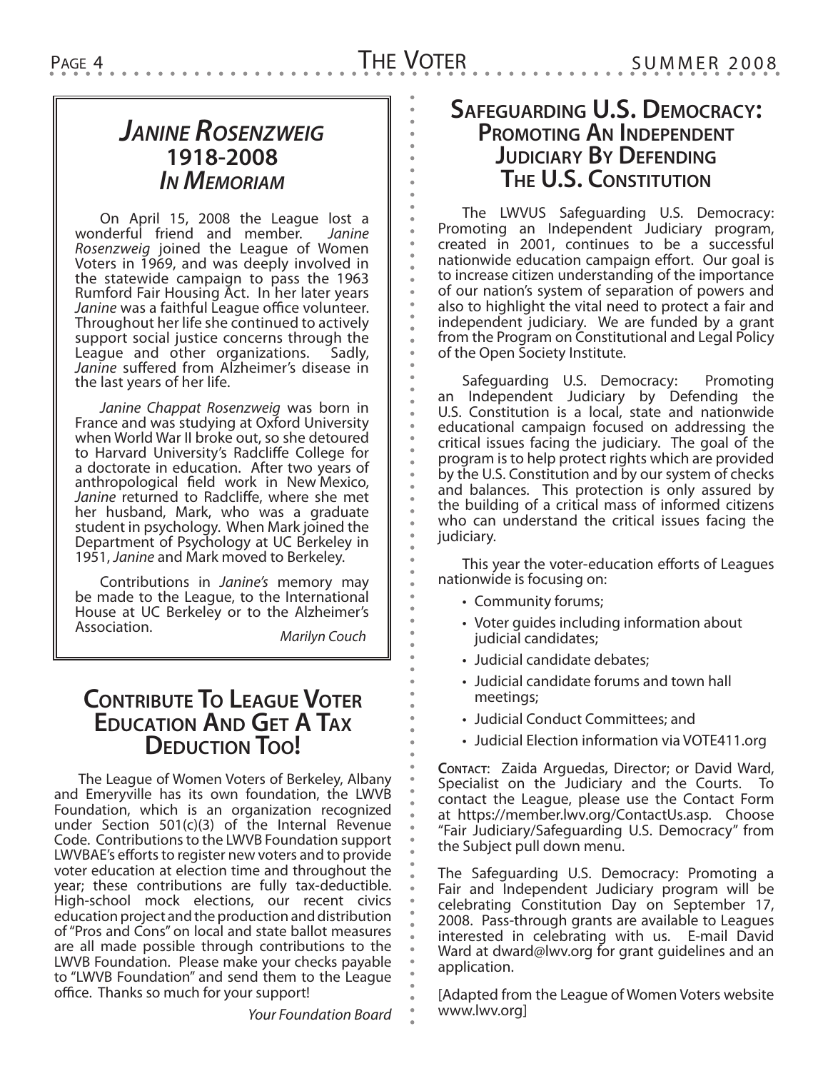## *Janine Rosenzweig* 1918-2008 *In Memoriam*

On April 15, 2008 the League lost a wonderful friend and member. *Janine Rosenzweig* joined the League of Women Voters in 1969, and was deeply involved in the statewide campaign to pass the 1963 Rumford Fair Housing Act. In her later years *Janine* was a faithful League office volunteer. Throughout her life she continued to actively support social justice concerns through the League and other organizations. Sadly, *Janine* suffered from Alzheimer's disease in the last years of her life.

*Janine Chappat Rosenzweig* was born in France and was studying at Oxford University when World War II broke out, so she detoured to Harvard University's Radcliffe College for a doctorate in education. After two years of anthropological field work in New Mexico, *Janine* returned to Radcliffe, where she met her husband, Mark, who was a graduate student in psychology. When Mark joined the Department of Psychology at UC Berkeley in 1951, *Janine* and Mark moved to Berkeley.

Contributions in *Janine's* memory may be made to the League, to the International House at UC Berkeley or to the Alzheimer's Association.

*Marilyn Couch*

## Contribute To League Voter Education And Get A Tax Deduction Too!

The League of Women Voters of Berkeley, Albany and Emeryville has its own foundation, the LWVB Foundation, which is an organization recognized under Section 501(c)(3) of the Internal Revenue Code. Contributions to the LWVB Foundation support LWVBAE's efforts to register new voters and to provide voter education at election time and throughout the year; these contributions are fully tax-deductible. High-school mock elections, our recent civics education project and the production and distribution of "Pros and Cons" on local and state ballot measures are all made possible through contributions to the LWVB Foundation. Please make your checks payable to "LWVB Foundation" and send them to the League office. Thanks so much for your support!

*Your Foundation Board*

## Safeguarding U.S. Democracy: Promoting An Independent Judiciary By Defending The U.S. Constitution

The LWVUS Safeguarding U.S. Democracy: Promoting an Independent Judiciary program, created in 2001, continues to be a successful nationwide education campaign effort. Our goal is to increase citizen understanding of the importance of our nation's system of separation of powers and also to highlight the vital need to protect a fair and independent judiciary. We are funded by a grant from the Program on Constitutional and Legal Policy of the Open Society Institute.

Safeguarding U.S. Democracy: Promoting an Independent Judiciary by Defending the U.S. Constitution is a local, state and nationwide educational campaign focused on addressing the critical issues facing the judiciary. The goal of the program is to help protect rights which are provided by the U.S. Constitution and by our system of checks and balances. This protection is only assured by the building of a critical mass of informed citizens who can understand the critical issues facing the judiciary.

This year the voter-education efforts of Leagues nationwide is focusing on:

- Community forums;
- Voter guides including information about judicial candidates;
- Judicial candidate debates;
- Judicial candidate forums and town hall meetings;
- Judicial Conduct Committees; and
- Judicial Election information via VOTE411.org

**Contact**: Zaida Arguedas, Director; or David Ward, Specialist on the Judiciary and the Courts. To contact the League, please use the Contact Form at https://member.lwv.org/ContactUs.asp. Choose "Fair Judiciary/Safeguarding U.S. Democracy" from the Subject pull down menu.

The Safeguarding U.S. Democracy: Promoting a Fair and Independent Judiciary program will be celebrating Constitution Day on September 17, 2008. Pass-through grants are available to Leagues interested in celebrating with us. E-mail David Ward at dward@lwv.org for grant guidelines and an application.

[Adapted from the League of Women Voters website www.lwv.org]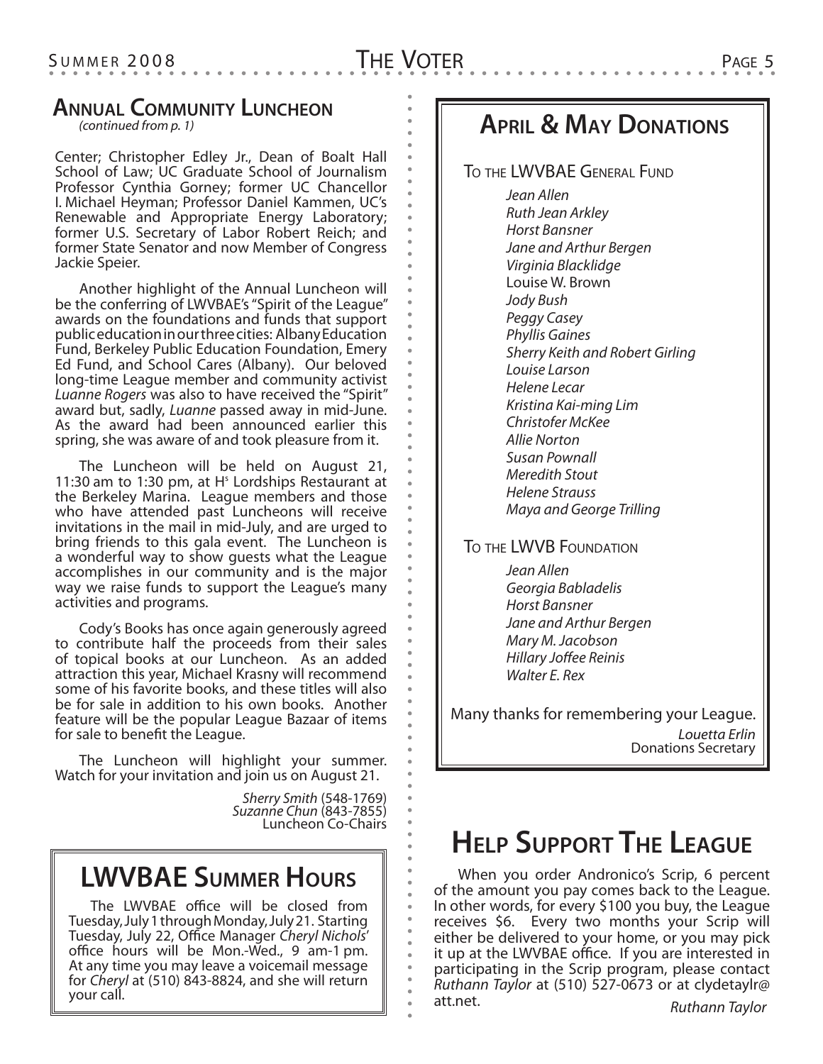## Annual Community Luncheon

*(continued from p. 1)*

Center; Christopher Edley Jr., Dean of Boalt Hall School of Law; UC Graduate School of Journalism Professor Cynthia Gorney; former UC Chancellor I. Michael Heyman; Professor Daniel Kammen, UC's Renewable and Appropriate Energy Laboratory; former U.S. Secretary of Labor Robert Reich; and former State Senator and now Member of Congress Jackie Speier.

Another highlight of the Annual Luncheon will be the conferring of LWVBAE's "Spirit of the League" awards on the foundations and funds that support public education in our three cities: Albany Education Fund, Berkeley Public Education Foundation, Emery Ed Fund, and School Cares (Albany). Our beloved long-time League member and community activist *Luanne Rogers* was also to have received the "Spirit" award but, sadly, *Luanne* passed away in mid-June. As the award had been announced earlier this spring, she was aware of and took pleasure from it.

The Luncheon will be held on August 21, 11:30 am to 1:30 pm, at H[s] Lordships Restaurant at the Berkeley Marina. League members and those who have attended past Luncheons will receive invitations in the mail in mid-July, and are urged to bring friends to this gala event. The Luncheon is a wonderful way to show guests what the League accomplishes in our community and is the major way we raise funds to support the League's many activities and programs.

Cody's Books has once again generously agreed to contribute half the proceeds from their sales of topical books at our Luncheon. As an added attraction this year, Michael Krasny will recommend some of his favorite books, and these titles will also be for sale in addition to his own books. Another feature will be the popular League Bazaar of items for sale to benefit the League.

The Luncheon will highlight your summer. Watch for your invitation and join us on August 21.

*Sherry Smith* (548-1769)
*Suzanne Chun* (843-7855)
Luncheon Co-Chairs

## LWVBAE Summer Hours

The LWVBAE office will be closed from Tuesday, July 1 through Monday, July 21. Starting Tuesday, July 22, Office Manager *Cheryl Nichols*' office hours will be Mon.-Wed., 9 am-1 pm. At any time you may leave a voicemail message for *Cheryl* at (510) 843-8824, and she will return your call.

## April & May Donations

To the LWVBAE General Fund

*Jean Allen*
*Ruth Jean Arkley*
*Horst Bansner*
*Jane and Arthur Bergen*
*Virginia Blacklidge*
Louise W. Brown
*Jody Bush*
*Peggy Casey*
*Phyllis Gaines*
*Sherry Keith and Robert Girling*
*Louise Larson*
*Helene Lecar*
*Kristina Kai-ming Lim*
*Christofer McKee*
*Allie Norton*
*Susan Pownall*
*Meredith Stout*
*Helene Strauss*
*Maya and George Trilling*

To the LWVB Foundation

*Jean Allen*
*Georgia Babladelis*
*Horst Bansner*
*Jane and Arthur Bergen*
*Mary M. Jacobson*
*Hillary Joffee Reinis*
*Walter E. Rex*

Many thanks for remembering your League.

*Louetta Erlin*
Donations Secretary

## Help Support The League

When you order Andronico's Scrip, 6 percent of the amount you pay comes back to the League. In other words, for every $100 you buy, the League receives $6. Every two months your Scrip will either be delivered to your home, or you may pick it up at the LWVBAE office. If you are interested in participating in the Scrip program, please contact *Ruthann Taylor* at (510) 527-0673 or at clydetaylr@att.net.

*Ruthann Taylor*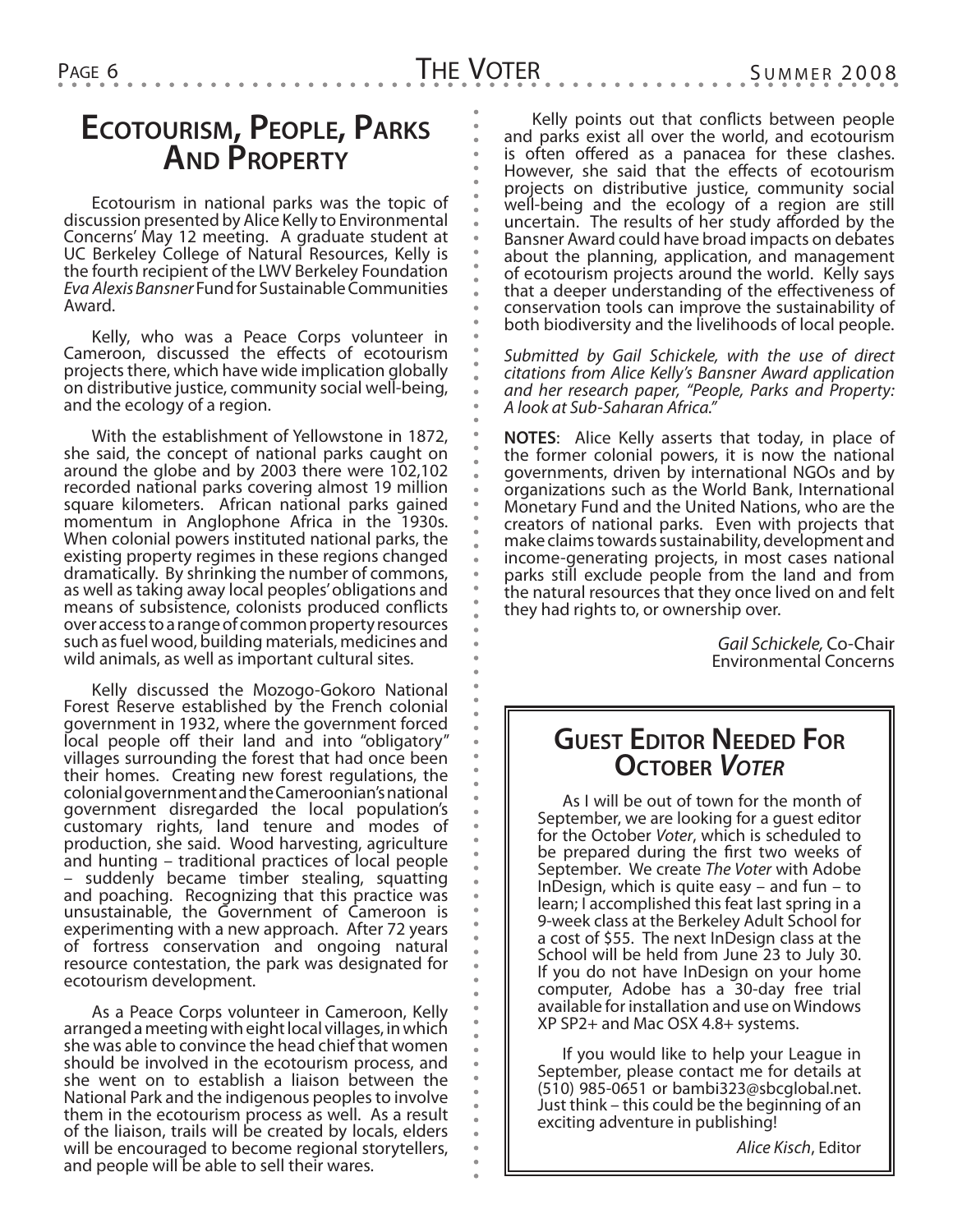## Ecotourism, People, Parks And Property

Ecotourism in national parks was the topic of discussion presented by Alice Kelly to Environmental Concerns' May 12 meeting. A graduate student at UC Berkeley College of Natural Resources, Kelly is the fourth recipient of the LWV Berkeley Foundation *Eva Alexis Bansner* Fund for Sustainable Communities Award.

Kelly, who was a Peace Corps volunteer in Cameroon, discussed the effects of ecotourism projects there, which have wide implication globally on distributive justice, community social well-being, and the ecology of a region.

With the establishment of Yellowstone in 1872, she said, the concept of national parks caught on around the globe and by 2003 there were 102,102 recorded national parks covering almost 19 million square kilometers. African national parks gained momentum in Anglophone Africa in the 1930s. When colonial powers instituted national parks, the existing property regimes in these regions changed dramatically. By shrinking the number of commons, as well as taking away local peoples' obligations and means of subsistence, colonists produced conflicts over access to a range of common property resources such as fuel wood, building materials, medicines and wild animals, as well as important cultural sites.

Kelly discussed the Mozogo-Gokoro National Forest Reserve established by the French colonial government in 1932, where the government forced local people off their land and into "obligatory" villages surrounding the forest that had once been their homes. Creating new forest regulations, the colonial government and the Cameroonian's national government disregarded the local population's customary rights, land tenure and modes of production, she said. Wood harvesting, agriculture and hunting – traditional practices of local people – suddenly became timber stealing, squatting and poaching. Recognizing that this practice was unsustainable, the Government of Cameroon is experimenting with a new approach. After 72 years of fortress conservation and ongoing natural resource contestation, the park was designated for ecotourism development.

As a Peace Corps volunteer in Cameroon, Kelly arranged a meeting with eight local villages, in which she was able to convince the head chief that women should be involved in the ecotourism process, and she went on to establish a liaison between the National Park and the indigenous peoples to involve them in the ecotourism process as well. As a result of the liaison, trails will be created by locals, elders will be encouraged to become regional storytellers, and people will be able to sell their wares.

Kelly points out that conflicts between people and parks exist all over the world, and ecotourism is often offered as a panacea for these clashes. However, she said that the effects of ecotourism projects on distributive justice, community social well-being and the ecology of a region are still uncertain. The results of her study afforded by the Bansner Award could have broad impacts on debates about the planning, application, and management of ecotourism projects around the world. Kelly says that a deeper understanding of the effectiveness of conservation tools can improve the sustainability of both biodiversity and the livelihoods of local people.

*Submitted by Gail Schickele, with the use of direct citations from Alice Kelly's Bansner Award application and her research paper, "People, Parks and Property: A look at Sub-Saharan Africa."*

**NOTES**: Alice Kelly asserts that today, in place of the former colonial powers, it is now the national governments, driven by international NGOs and by organizations such as the World Bank, International Monetary Fund and the United Nations, who are the creators of national parks. Even with projects that make claims towards sustainability, development and income-generating projects, in most cases national parks still exclude people from the land and from the natural resources that they once lived on and felt they had rights to, or ownership over.

*Gail Schickele,* Co-Chair
Environmental Concerns

## Guest Editor Needed For October *Voter*

As I will be out of town for the month of September, we are looking for a guest editor for the October *Voter*, which is scheduled to be prepared during the first two weeks of September. We create *The Voter* with Adobe InDesign, which is quite easy – and fun – to learn; I accomplished this feat last spring in a 9-week class at the Berkeley Adult School for a cost of $55. The next InDesign class at the School will be held from June 23 to July 30. If you do not have InDesign on your home computer, Adobe has a 30-day free trial available for installation and use on Windows XP SP2+ and Mac OSX 4.8+ systems.

If you would like to help your League in September, please contact me for details at (510) 985-0651 or bambi323@sbcglobal.net. Just think – this could be the beginning of an exciting adventure in publishing!

*Alice Kisch*, Editor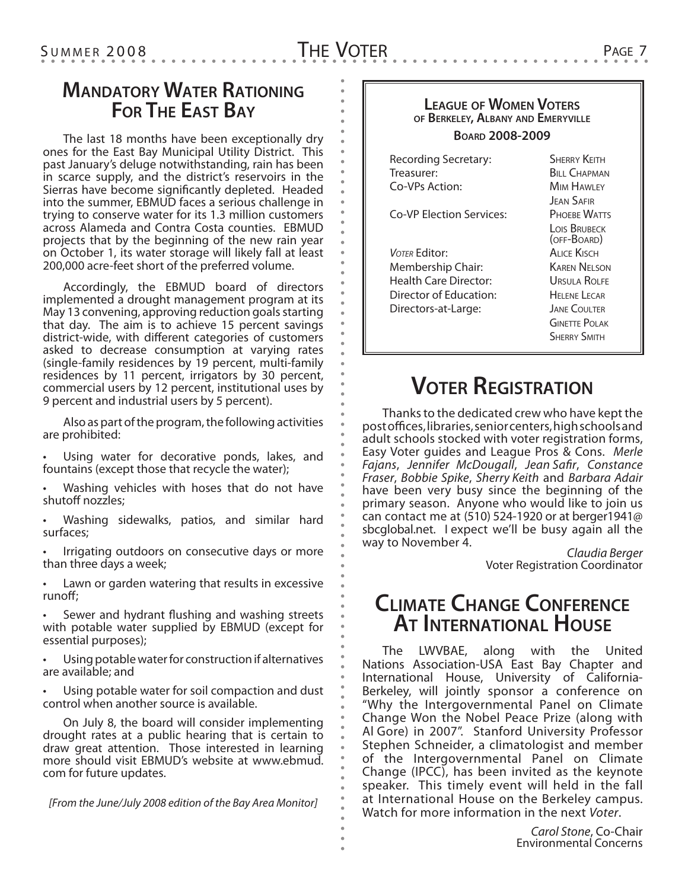## Mandatory Water Rationing For The East Bay

The last 18 months have been exceptionally dry ones for the East Bay Municipal Utility District. This past January's deluge notwithstanding, rain has been in scarce supply, and the district's reservoirs in the Sierras have become significantly depleted. Headed into the summer, EBMUD faces a serious challenge in trying to conserve water for its 1.3 million customers across Alameda and Contra Costa counties. EBMUD projects that by the beginning of the new rain year on October 1, its water storage will likely fall at least 200,000 acre-feet short of the preferred volume.

Accordingly, the EBMUD board of directors implemented a drought management program at its May 13 convening, approving reduction goals starting that day. The aim is to achieve 15 percent savings district-wide, with different categories of customers asked to decrease consumption at varying rates (single-family residences by 19 percent, multi-family residences by 11 percent, irrigators by 30 percent, commercial users by 12 percent, institutional uses by 9 percent and industrial users by 5 percent).

Also as part of the program, the following activities are prohibited:

- Using water for decorative ponds, lakes, and fountains (except those that recycle the water);
- Washing vehicles with hoses that do not have shutoff nozzles;
- Washing sidewalks, patios, and similar hard surfaces;
- Irrigating outdoors on consecutive days or more than three days a week;
- Lawn or garden watering that results in excessive runoff;
- Sewer and hydrant flushing and washing streets with potable water supplied by EBMUD (except for essential purposes);
- Using potable water for construction if alternatives are available; and
- Using potable water for soil compaction and dust control when another source is available.

On July 8, the board will consider implementing drought rates at a public hearing that is certain to draw great attention. Those interested in learning more should visit EBMUD's website at www.ebmud.com for future updates.

*[From the June/July 2008 edition of the Bay Area Monitor]*

### League of Women Voters of Berkeley, Albany and Emeryville

**Board 2008-2009**

| | |
|---|---|
| Recording Secretary: | Sherry Keith |
| Treasurer: | Bill Chapman |
| Co-VPs Action: | Mim Hawley |
| | Jean Safir |
| Co-VP Election Services: | Phoebe Watts |
| | Lois Brubeck (off-Board) |
| *Voter* Editor: | Alice Kisch |
| Membership Chair: | Karen Nelson |
| Health Care Director: | Ursula Rolfe |
| Director of Education: | Helene Lecar |
| Directors-at-Large: | Jane Coulter |
| | Ginette Polak |
| | Sherry Smith |

## Voter Registration

Thanks to the dedicated crew who have kept the post offices, libraries, senior centers, high schools and adult schools stocked with voter registration forms, Easy Voter guides and League Pros & Cons. *Merle Fajans*, *Jennifer McDougall*, *Jean Safir*, *Constance Fraser*, *Bobbie Spike*, *Sherry Keith* and *Barbara Adair* have been very busy since the beginning of the primary season. Anyone who would like to join us can contact me at (510) 524-1920 or at berger1941@sbcglobal.net. I expect we'll be busy again all the way to November 4.

*Claudia Berger*
Voter Registration Coordinator

## Climate Change Conference At International House

The LWVBAE, along with the United Nations Association-USA East Bay Chapter and International House, University of California-Berkeley, will jointly sponsor a conference on "Why the Intergovernmental Panel on Climate Change Won the Nobel Peace Prize (along with Al Gore) in 2007". Stanford University Professor Stephen Schneider, a climatologist and member of the Intergovernmental Panel on Climate Change (IPCC), has been invited as the keynote speaker. This timely event will held in the fall at International House on the Berkeley campus. Watch for more information in the next *Voter*.

*Carol Stone*, Co-Chair
Environmental Concerns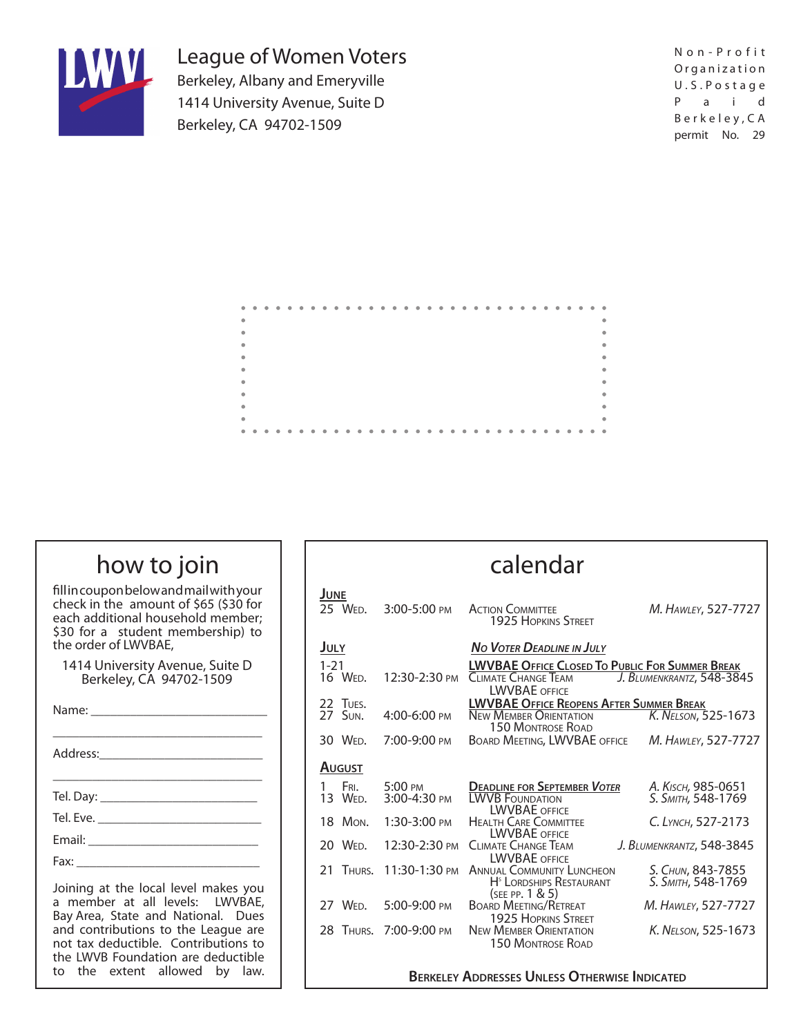League of Women Voters
Berkeley, Albany and Emeryville
1414 University Avenue, Suite D
Berkeley, CA 94702-1509

Non-Profit Organization
U.S. Postage
Paid
Berkeley, CA
permit No. 29

## how to join

fill in coupon below and mail with your check in the amount of $65 ($30 for each additional household member; $30 for a student membership) to the order of LWVBAE,

1414 University Avenue, Suite D
Berkeley, CA 94702-1509

Name: ____________________________

____________________________

Address: ____________________________

____________________________

Tel. Day: ____________________________

Tel. Eve. ____________________________

Email: ____________________________

Fax: ____________________________

Joining at the local level makes you a member at all levels: LWVBAE, Bay Area, State and National. Dues and contributions to the League are not tax deductible. Contributions to the LWVB Foundation are deductible to the extent allowed by law.

## calendar

**JUNE**

| | | | | |
|---|---|---|---|---|
| 25 | Wed. | 3:00-5:00 pm | Action Committee<br>1925 Hopkins Street | M. Hawley, 527-7727 |

**JULY**

***No Voter Deadline in July***

| | | | | |
|---|---|---|---|---|
| 1-21 | | | **LWVBAE Office Closed To Public For Summer Break** | |
| 16 | Wed. | 12:30-2:30 pm | Climate Change Team<br>LWVBAE office | J. Blumenkrantz, 548-3845 |
| 22 | Tues. | | **LWVBAE Office Reopens After Summer Break** | |
| 27 | Sun. | 4:00-6:00 pm | New Member Orientation<br>150 Montrose Road | K. Nelson, 525-1673 |
| 30 | Wed. | 7:00-9:00 pm | Board Meeting, LWVBAE office | M. Hawley, 527-7727 |

**AUGUST**

| | | | | |
|---|---|---|---|---|
| 1 | Fri. | 5:00 pm | ***Deadline for September Voter*** | A. Kisch, 985-0651 |
| 13 | Wed. | 3:00-4:30 pm | LWVB Foundation<br>LWVBAE office | S. Smith, 548-1769 |
| 18 | Mon. | 1:30-3:00 pm | Health Care Committee<br>LWVBAE office | C. Lynch, 527-2173 |
| 20 | Wed. | 12:30-2:30 pm | Climate Change Team<br>LWVBAE office | J. Blumenkrantz, 548-3845 |
| 21 | Thurs. | 11:30-1:30 pm | Annual Community Luncheon<br>H's Lordships Restaurant<br>(see pp. 1 & 5) | S. Chun, 843-7855<br>S. Smith, 548-1769 |
| 27 | Wed. | 5:00-9:00 pm | Board Meeting/Retreat<br>1925 Hopkins Street | M. Hawley, 527-7727 |
| 28 | Thurs. | 7:00-9:00 pm | New Member Orientation<br>150 Montrose Road | K. Nelson, 525-1673 |

**Berkeley Addresses Unless Otherwise Indicated**